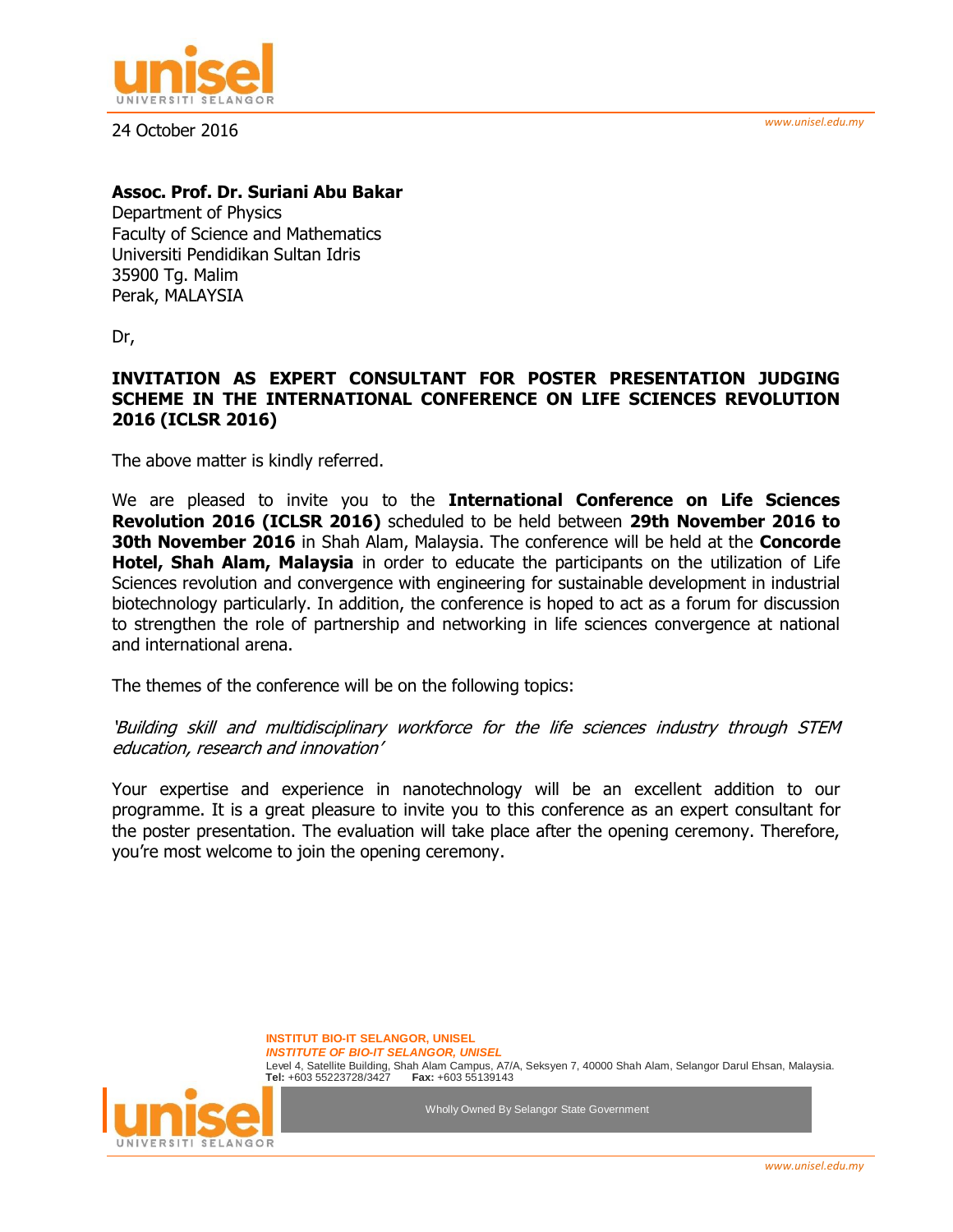24 October 2016

**Assoc. Prof. Dr. Suriani Abu Bakar**
Department of Physics
Faculty of Science and Mathematics
Universiti Pendidikan Sultan Idris
35900 Tg. Malim
Perak, MALAYSIA

Dr,

**INVITATION AS EXPERT CONSULTANT FOR POSTER PRESENTATION JUDGING SCHEME IN THE INTERNATIONAL CONFERENCE ON LIFE SCIENCES REVOLUTION 2016 (ICLSR 2016)**

The above matter is kindly referred.

We are pleased to invite you to the **International Conference on Life Sciences Revolution 2016 (ICLSR 2016)** scheduled to be held between **29th November 2016 to 30th November 2016** in Shah Alam, Malaysia. The conference will be held at the **Concorde Hotel, Shah Alam, Malaysia** in order to educate the participants on the utilization of Life Sciences revolution and convergence with engineering for sustainable development in industrial biotechnology particularly. In addition, the conference is hoped to act as a forum for discussion to strengthen the role of partnership and networking in life sciences convergence at national and international arena.

The themes of the conference will be on the following topics:

*'Building skill and multidisciplinary workforce for the life sciences industry through STEM education, research and innovation'*

Your expertise and experience in nanotechnology will be an excellent addition to our programme. It is a great pleasure to invite you to this conference as an expert consultant for the poster presentation. The evaluation will take place after the opening ceremony. Therefore, you're most welcome to join the opening ceremony.

**INSTITUT BIO-IT SELANGOR, UNISEL**
***INSTITUTE OF BIO-IT SELANGOR, UNISEL***
Level 4, Satellite Building, Shah Alam Campus, A7/A, Seksyen 7, 40000 Shah Alam, Selangor Darul Ehsan, Malaysia.
**Tel:** +603 55223728/3427 **Fax:** +603 55139143

Wholly Owned By Selangor State Government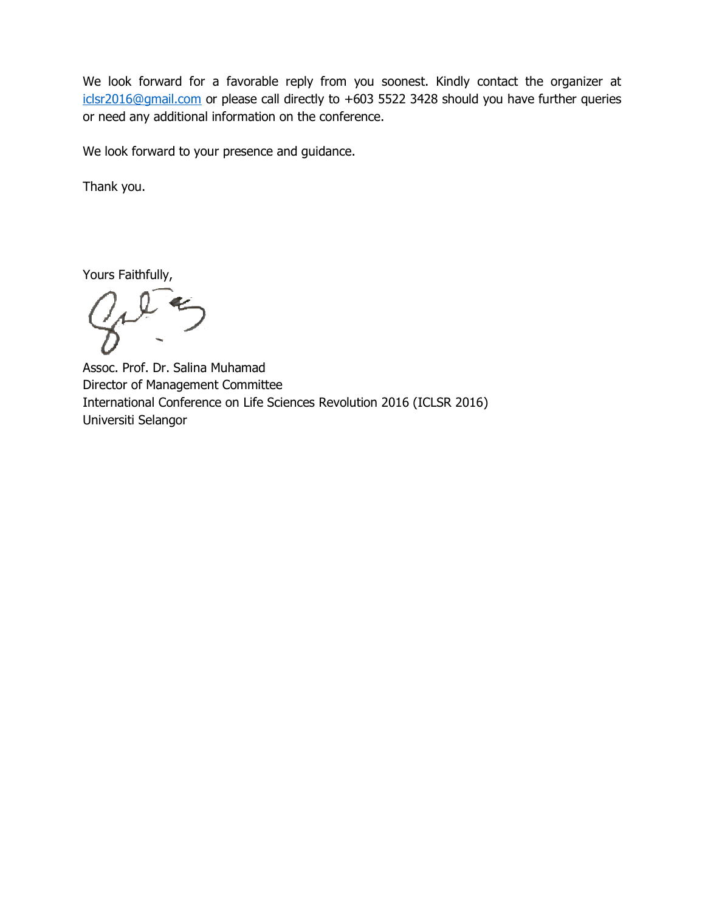We look forward for a favorable reply from you soonest. Kindly contact the organizer at iclsr2016@gmail.com or please call directly to +603 5522 3428 should you have further queries or need any additional information on the conference.

We look forward to your presence and guidance.

Thank you.

Yours Faithfully,

Assoc. Prof. Dr. Salina Muhamad  
Director of Management Committee  
International Conference on Life Sciences Revolution 2016 (ICLSR 2016)  
Universiti Selangor